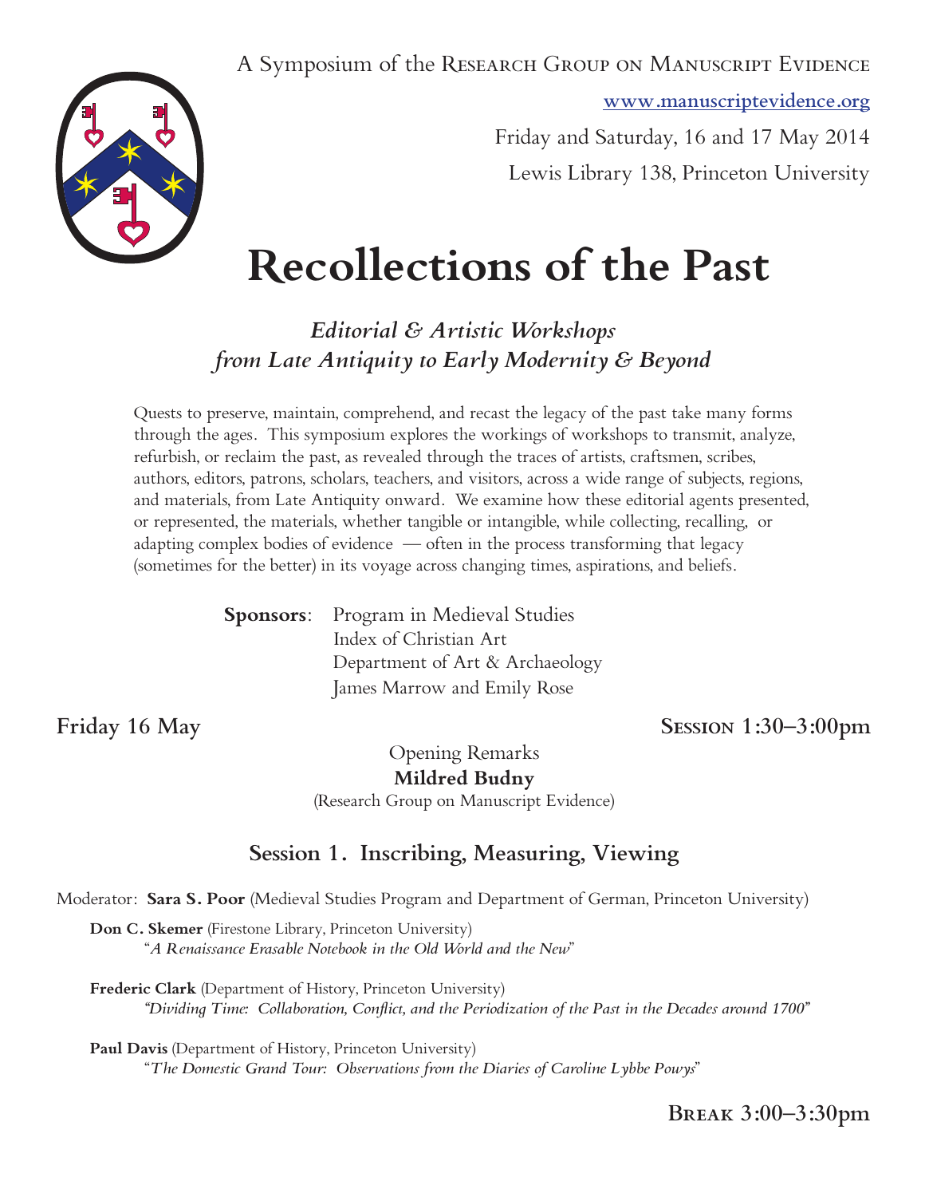A Symposium of the Research Group on Manuscript Evidence

www.manuscriptevidence.org

Friday and Saturday, 16 and 17 May 2014

Lewis Library 138, Princeton University

# Recollections of the Past

## *Editorial & Artistic Workshops from Late Antiquity to Early Modernity & Beyond*

Quests to preserve, maintain, comprehend, and recast the legacy of the past take many forms through the ages. This symposium explores the workings of workshops to transmit, analyze, refurbish, or reclaim the past, as revealed through the traces of artists, craftsmen, scribes, authors, editors, patrons, scholars, teachers, and visitors, across a wide range of subjects, regions, and materials, from Late Antiquity onward. We examine how these editorial agents presented, or represented, the materials, whether tangible or intangible, while collecting, recalling, or adapting complex bodies of evidence — often in the process transforming that legacy (sometimes for the better) in its voyage across changing times, aspirations, and beliefs.

**Sponsors**: Program in Medieval Studies
Index of Christian Art
Department of Art & Archaeology
James Marrow and Emily Rose

**Friday 16 May** — **Session 1:30–3:00pm**

Opening Remarks
**Mildred Budny**
(Research Group on Manuscript Evidence)

### Session 1. Inscribing, Measuring, Viewing

Moderator: **Sara S. Poor** (Medieval Studies Program and Department of German, Princeton University)

**Don C. Skemer** (Firestone Library, Princeton University)
"*A Renaissance Erasable Notebook in the Old World and the New*"

**Frederic Clark** (Department of History, Princeton University)
*"Dividing Time: Collaboration, Conflict, and the Periodization of the Past in the Decades around 1700"*

**Paul Davis** (Department of History, Princeton University)
"*The Domestic Grand Tour: Observations from the Diaries of Caroline Lybbe Powys*"

**Break 3:00–3:30pm**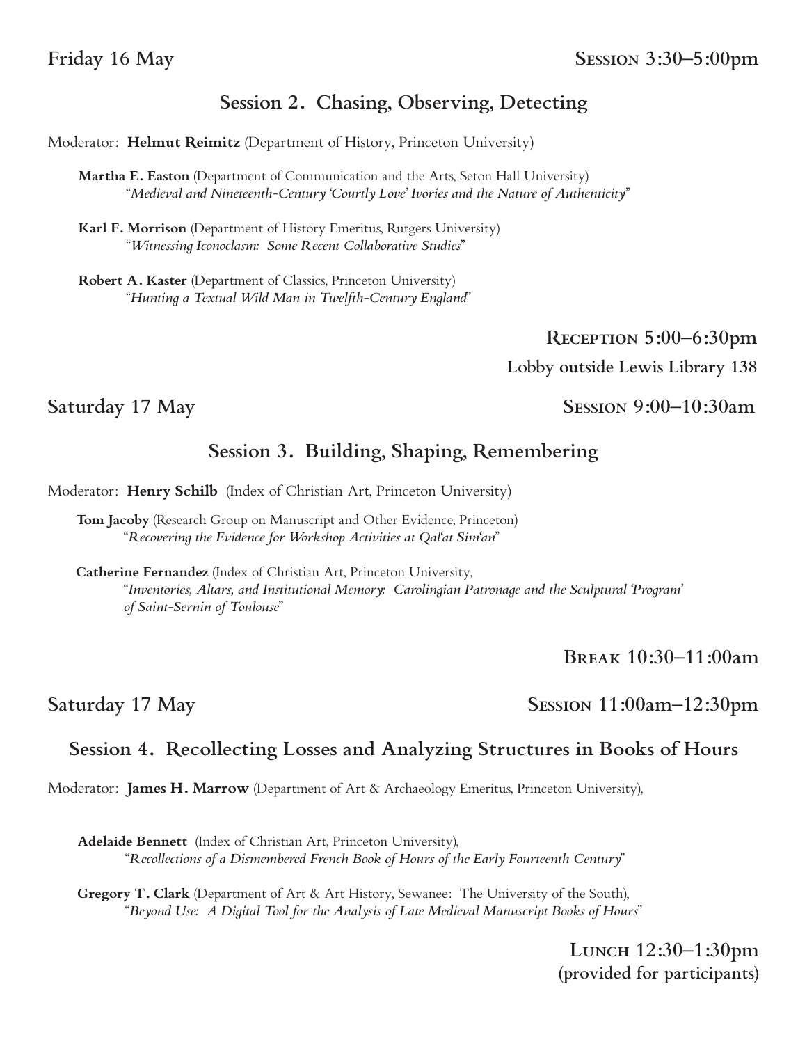**Friday 16 May** **SESSION 3:30–5:00pm**

## Session 2. Chasing, Observing, Detecting

Moderator: **Helmut Reimitz** (Department of History, Princeton University)

**Martha E. Easton** (Department of Communication and the Arts, Seton Hall University)
"*Medieval and Nineteenth-Century 'Courtly Love' Ivories and the Nature of Authenticity*"

**Karl F. Morrison** (Department of History Emeritus, Rutgers University)
"*Witnessing Iconoclasm: Some Recent Collaborative Studies*"

**Robert A. Kaster** (Department of Classics, Princeton University)
"*Hunting a Textual Wild Man in Twelfth-Century England*"

**RECEPTION 5:00–6:30pm**
**Lobby outside Lewis Library 138**

**Saturday 17 May** **SESSION 9:00–10:30am**

## Session 3. Building, Shaping, Remembering

Moderator: **Henry Schilb** (Index of Christian Art, Princeton University)

**Tom Jacoby** (Research Group on Manuscript and Other Evidence, Princeton)
"*Recovering the Evidence for Workshop Activities at Qal'at Sim'an*"

**Catherine Fernandez** (Index of Christian Art, Princeton University,
"*Inventories, Altars, and Institutional Memory: Carolingian Patronage and the Sculptural 'Program' of Saint-Sernin of Toulouse*"

**BREAK 10:30–11:00am**

**Saturday 17 May** **SESSION 11:00am–12:30pm**

## Session 4. Recollecting Losses and Analyzing Structures in Books of Hours

Moderator: **James H. Marrow** (Department of Art & Archaeology Emeritus, Princeton University),

**Adelaide Bennett** (Index of Christian Art, Princeton University),
"*Recollections of a Dismembered French Book of Hours of the Early Fourteenth Century*"

**Gregory T. Clark** (Department of Art & Art History, Sewanee: The University of the South),
"*Beyond Use: A Digital Tool for the Analysis of Late Medieval Manuscript Books of Hours*"

**LUNCH 12:30–1:30pm**
**(provided for participants)**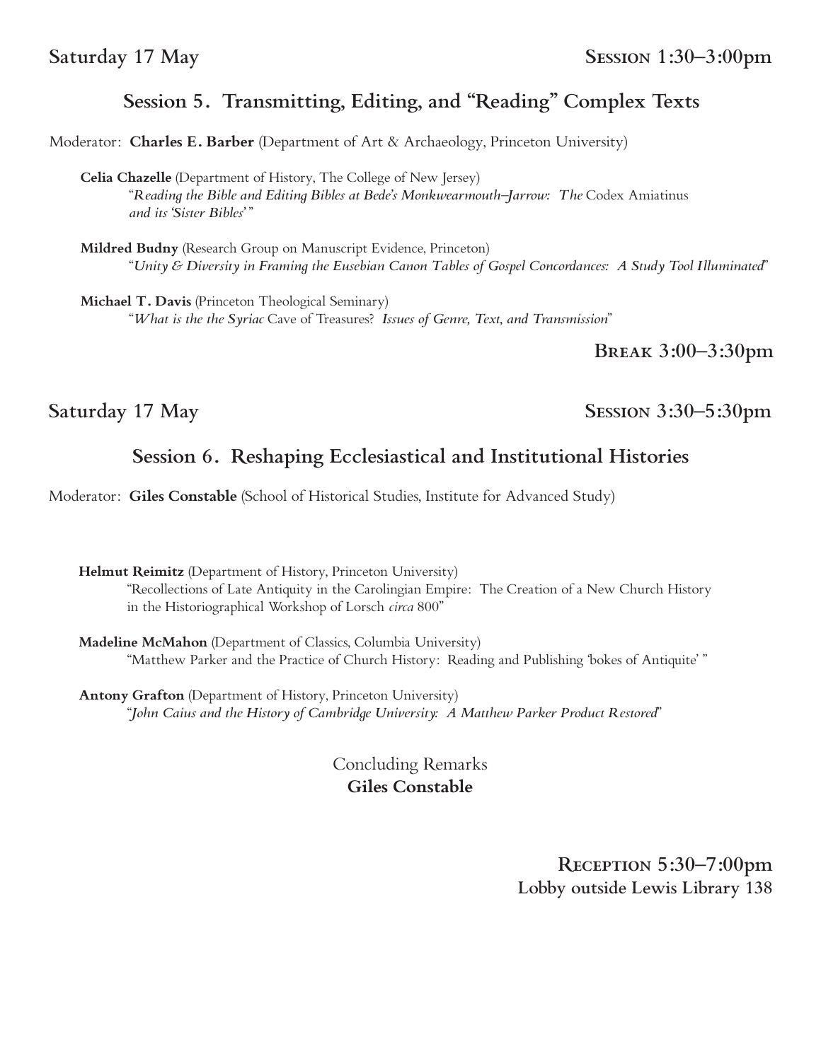**Saturday 17 May** **Session 1:30–3:00pm**

## Session 5. Transmitting, Editing, and "Reading" Complex Texts

Moderator: **Charles E. Barber** (Department of Art & Archaeology, Princeton University)

**Celia Chazelle** (Department of History, The College of New Jersey)
"*Reading the Bible and Editing Bibles at Bede's Monkwearmouth–Jarrow: The* Codex Amiatinus *and its 'Sister Bibles'* "

**Mildred Budny** (Research Group on Manuscript Evidence, Princeton)
"*Unity & Diversity in Framing the Eusebian Canon Tables of Gospel Concordances: A Study Tool Illuminated*"

**Michael T. Davis** (Princeton Theological Seminary)
"*What is the the Syriac* Cave of Treasures? *Issues of Genre, Text, and Transmission*"

**Break 3:00–3:30pm**

**Saturday 17 May** **Session 3:30–5:30pm**

## Session 6. Reshaping Ecclesiastical and Institutional Histories

Moderator: **Giles Constable** (School of Historical Studies, Institute for Advanced Study)

**Helmut Reimitz** (Department of History, Princeton University)
"Recollections of Late Antiquity in the Carolingian Empire: The Creation of a New Church History in the Historiographical Workshop of Lorsch *circa* 800"

**Madeline McMahon** (Department of Classics, Columbia University)
"Matthew Parker and the Practice of Church History: Reading and Publishing 'bokes of Antiquite' "

**Antony Grafton** (Department of History, Princeton University)
"*John Caius and the History of Cambridge University: A Matthew Parker Product Restored*"

Concluding Remarks
**Giles Constable**

**Reception 5:30–7:00pm**
**Lobby outside Lewis Library 138**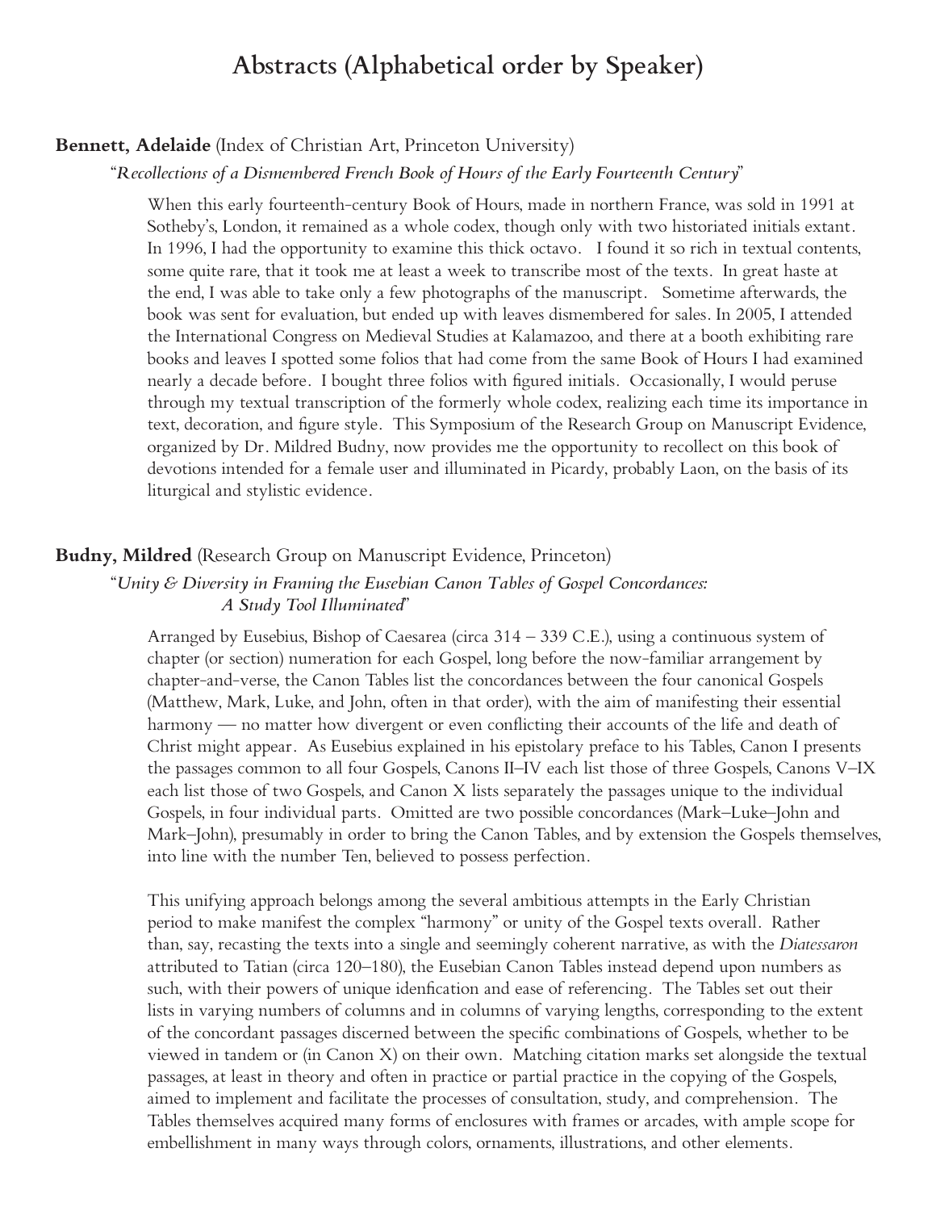# Abstracts (Alphabetical order by Speaker)

**Bennett, Adelaide** (Index of Christian Art, Princeton University)

"*Recollections of a Dismembered French Book of Hours of the Early Fourteenth Century*"

When this early fourteenth-century Book of Hours, made in northern France, was sold in 1991 at Sotheby's, London, it remained as a whole codex, though only with two historiated initials extant. In 1996, I had the opportunity to examine this thick octavo. I found it so rich in textual contents, some quite rare, that it took me at least a week to transcribe most of the texts. In great haste at the end, I was able to take only a few photographs of the manuscript. Sometime afterwards, the book was sent for evaluation, but ended up with leaves dismembered for sales. In 2005, I attended the International Congress on Medieval Studies at Kalamazoo, and there at a booth exhibiting rare books and leaves I spotted some folios that had come from the same Book of Hours I had examined nearly a decade before. I bought three folios with figured initials. Occasionally, I would peruse through my textual transcription of the formerly whole codex, realizing each time its importance in text, decoration, and figure style. This Symposium of the Research Group on Manuscript Evidence, organized by Dr. Mildred Budny, now provides me the opportunity to recollect on this book of devotions intended for a female user and illuminated in Picardy, probably Laon, on the basis of its liturgical and stylistic evidence.

**Budny, Mildred** (Research Group on Manuscript Evidence, Princeton)

"*Unity & Diversity in Framing the Eusebian Canon Tables of Gospel Concordances: A Study Tool Illuminated*"

Arranged by Eusebius, Bishop of Caesarea (circa 314 – 339 C.E.), using a continuous system of chapter (or section) numeration for each Gospel, long before the now-familiar arrangement by chapter-and-verse, the Canon Tables list the concordances between the four canonical Gospels (Matthew, Mark, Luke, and John, often in that order), with the aim of manifesting their essential harmony — no matter how divergent or even conflicting their accounts of the life and death of Christ might appear. As Eusebius explained in his epistolary preface to his Tables, Canon I presents the passages common to all four Gospels, Canons II–IV each list those of three Gospels, Canons V–IX each list those of two Gospels, and Canon X lists separately the passages unique to the individual Gospels, in four individual parts. Omitted are two possible concordances (Mark–Luke–John and Mark–John), presumably in order to bring the Canon Tables, and by extension the Gospels themselves, into line with the number Ten, believed to possess perfection.

This unifying approach belongs among the several ambitious attempts in the Early Christian period to make manifest the complex "harmony" or unity of the Gospel texts overall. Rather than, say, recasting the texts into a single and seemingly coherent narrative, as with the *Diatessaron* attributed to Tatian (circa 120–180), the Eusebian Canon Tables instead depend upon numbers as such, with their powers of unique idenfication and ease of referencing. The Tables set out their lists in varying numbers of columns and in columns of varying lengths, corresponding to the extent of the concordant passages discerned between the specific combinations of Gospels, whether to be viewed in tandem or (in Canon X) on their own. Matching citation marks set alongside the textual passages, at least in theory and often in practice or partial practice in the copying of the Gospels, aimed to implement and facilitate the processes of consultation, study, and comprehension. The Tables themselves acquired many forms of enclosures with frames or arcades, with ample scope for embellishment in many ways through colors, ornaments, illustrations, and other elements.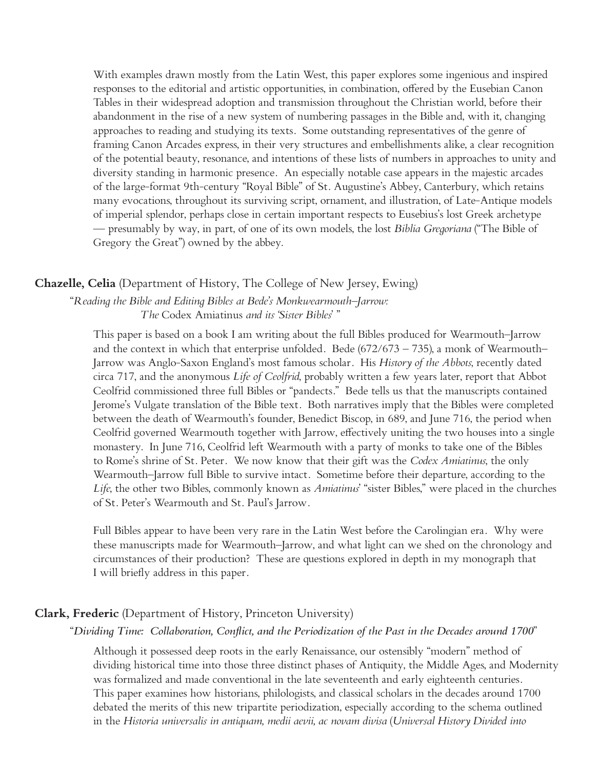With examples drawn mostly from the Latin West, this paper explores some ingenious and inspired responses to the editorial and artistic opportunities, in combination, offered by the Eusebian Canon Tables in their widespread adoption and transmission throughout the Christian world, before their abandonment in the rise of a new system of numbering passages in the Bible and, with it, changing approaches to reading and studying its texts. Some outstanding representatives of the genre of framing Canon Arcades express, in their very structures and embellishments alike, a clear recognition of the potential beauty, resonance, and intentions of these lists of numbers in approaches to unity and diversity standing in harmonic presence. An especially notable case appears in the majestic arcades of the large-format 9th-century "Royal Bible" of St. Augustine's Abbey, Canterbury, which retains many evocations, throughout its surviving script, ornament, and illustration, of Late-Antique models of imperial splendor, perhaps close in certain important respects to Eusebius's lost Greek archetype — presumably by way, in part, of one of its own models, the lost *Biblia Gregoriana* ("The Bible of Gregory the Great") owned by the abbey.

**Chazelle, Celia** (Department of History, The College of New Jersey, Ewing)

"*Reading the Bible and Editing Bibles at Bede's Monkwearmouth–Jarrow: The* Codex Amiatinus *and its 'Sister Bibles'* "

This paper is based on a book I am writing about the full Bibles produced for Wearmouth–Jarrow and the context in which that enterprise unfolded. Bede (672/673 – 735), a monk of Wearmouth–Jarrow was Anglo-Saxon England's most famous scholar. His *History of the Abbots*, recently dated circa 717, and the anonymous *Life of Ceolfrid*, probably written a few years later, report that Abbot Ceolfrid commissioned three full Bibles or "pandects." Bede tells us that the manuscripts contained Jerome's Vulgate translation of the Bible text. Both narratives imply that the Bibles were completed between the death of Wearmouth's founder, Benedict Biscop, in 689, and June 716, the period when Ceolfrid governed Wearmouth together with Jarrow, effectively uniting the two houses into a single monastery. In June 716, Ceolfrid left Wearmouth with a party of monks to take one of the Bibles to Rome's shrine of St. Peter. We now know that their gift was the *Codex Amiatinus*, the only Wearmouth–Jarrow full Bible to survive intact. Sometime before their departure, according to the *Life*, the other two Bibles, commonly known as *Amiatinus*' "sister Bibles," were placed in the churches of St. Peter's Wearmouth and St. Paul's Jarrow.

Full Bibles appear to have been very rare in the Latin West before the Carolingian era. Why were these manuscripts made for Wearmouth–Jarrow, and what light can we shed on the chronology and circumstances of their production? These are questions explored in depth in my monograph that I will briefly address in this paper.

**Clark, Frederic** (Department of History, Princeton University)

"*Dividing Time: Collaboration, Conflict, and the Periodization of the Past in the Decades around 1700*"

Although it possessed deep roots in the early Renaissance, our ostensibly "modern" method of dividing historical time into those three distinct phases of Antiquity, the Middle Ages, and Modernity was formalized and made conventional in the late seventeenth and early eighteenth centuries. This paper examines how historians, philologists, and classical scholars in the decades around 1700 debated the merits of this new tripartite periodization, especially according to the schema outlined in the *Historia universalis in antiquam, medii aevii, ac novam divisa* (*Universal History Divided into*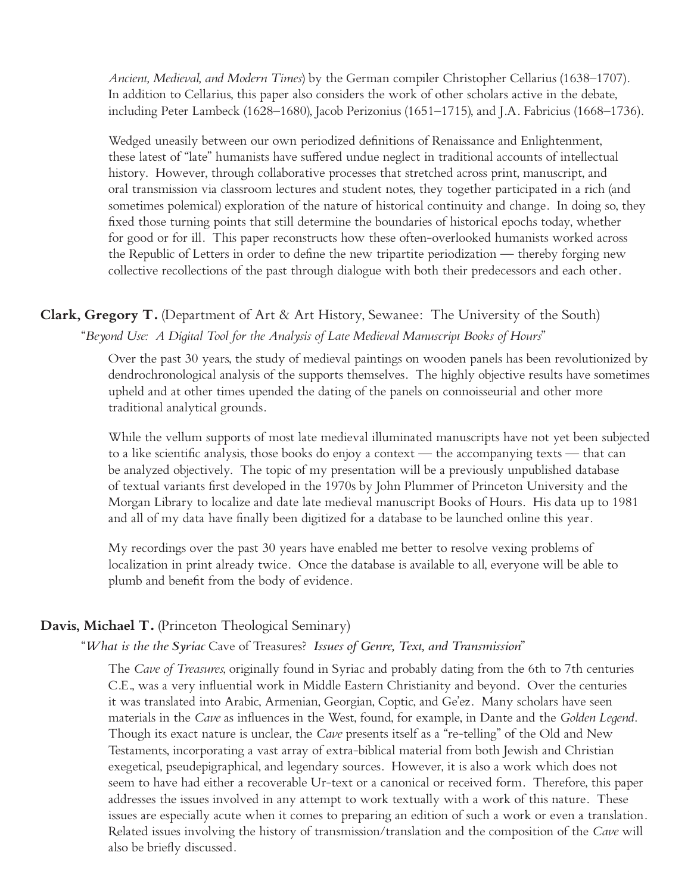*Ancient, Medieval, and Modern Times*) by the German compiler Christopher Cellarius (1638–1707). In addition to Cellarius, this paper also considers the work of other scholars active in the debate, including Peter Lambeck (1628–1680), Jacob Perizonius (1651–1715), and J.A. Fabricius (1668–1736).

Wedged uneasily between our own periodized definitions of Renaissance and Enlightenment, these latest of "late" humanists have suffered undue neglect in traditional accounts of intellectual history. However, through collaborative processes that stretched across print, manuscript, and oral transmission via classroom lectures and student notes, they together participated in a rich (and sometimes polemical) exploration of the nature of historical continuity and change. In doing so, they fixed those turning points that still determine the boundaries of historical epochs today, whether for good or for ill. This paper reconstructs how these often-overlooked humanists worked across the Republic of Letters in order to define the new tripartite periodization — thereby forging new collective recollections of the past through dialogue with both their predecessors and each other.

**Clark, Gregory T.** (Department of Art & Art History, Sewanee: The University of the South)

"*Beyond Use: A Digital Tool for the Analysis of Late Medieval Manuscript Books of Hours*"

Over the past 30 years, the study of medieval paintings on wooden panels has been revolutionized by dendrochronological analysis of the supports themselves. The highly objective results have sometimes upheld and at other times upended the dating of the panels on connoisseurial and other more traditional analytical grounds.

While the vellum supports of most late medieval illuminated manuscripts have not yet been subjected to a like scientific analysis, those books do enjoy a context — the accompanying texts — that can be analyzed objectively. The topic of my presentation will be a previously unpublished database of textual variants first developed in the 1970s by John Plummer of Princeton University and the Morgan Library to localize and date late medieval manuscript Books of Hours. His data up to 1981 and all of my data have finally been digitized for a database to be launched online this year.

My recordings over the past 30 years have enabled me better to resolve vexing problems of localization in print already twice. Once the database is available to all, everyone will be able to plumb and benefit from the body of evidence.

**Davis, Michael T.** (Princeton Theological Seminary)

"*What is the the Syriac* Cave of Treasures? *Issues of Genre, Text, and Transmission*"

The *Cave of Treasures*, originally found in Syriac and probably dating from the 6th to 7th centuries C.E., was a very influential work in Middle Eastern Christianity and beyond. Over the centuries it was translated into Arabic, Armenian, Georgian, Coptic, and Ge'ez. Many scholars have seen materials in the *Cave* as influences in the West, found, for example, in Dante and the *Golden Legend*. Though its exact nature is unclear, the *Cave* presents itself as a "re-telling" of the Old and New Testaments, incorporating a vast array of extra-biblical material from both Jewish and Christian exegetical, pseudepigraphical, and legendary sources. However, it is also a work which does not seem to have had either a recoverable Ur-text or a canonical or received form. Therefore, this paper addresses the issues involved in any attempt to work textually with a work of this nature. These issues are especially acute when it comes to preparing an edition of such a work or even a translation. Related issues involving the history of transmission/translation and the composition of the *Cave* will also be briefly discussed.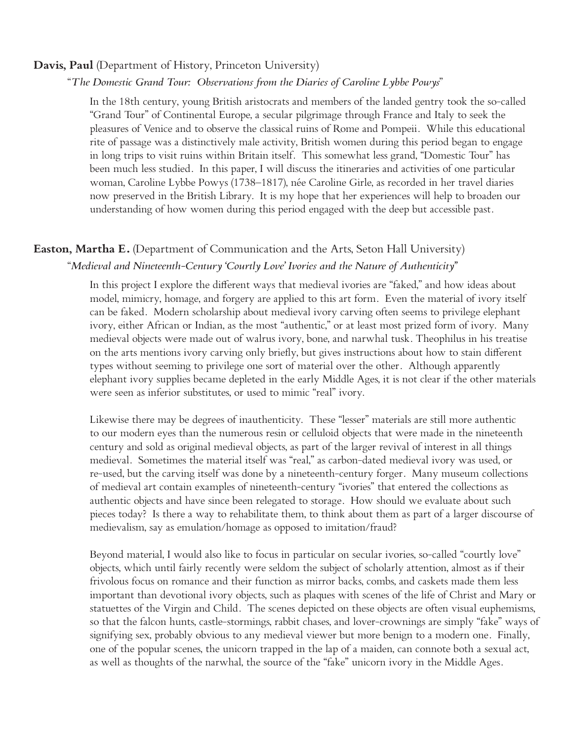**Davis, Paul** (Department of History, Princeton University)

"*The Domestic Grand Tour: Observations from the Diaries of Caroline Lybbe Powys*"

In the 18th century, young British aristocrats and members of the landed gentry took the so-called "Grand Tour" of Continental Europe, a secular pilgrimage through France and Italy to seek the pleasures of Venice and to observe the classical ruins of Rome and Pompeii. While this educational rite of passage was a distinctively male activity, British women during this period began to engage in long trips to visit ruins within Britain itself. This somewhat less grand, "Domestic Tour" has been much less studied. In this paper, I will discuss the itineraries and activities of one particular woman, Caroline Lybbe Powys (1738–1817), née Caroline Girle, as recorded in her travel diaries now preserved in the British Library. It is my hope that her experiences will help to broaden our understanding of how women during this period engaged with the deep but accessible past.

**Easton, Martha E.** (Department of Communication and the Arts, Seton Hall University)

"*Medieval and Nineteenth-Century 'Courtly Love' Ivories and the Nature of Authenticity*"

In this project I explore the different ways that medieval ivories are "faked," and how ideas about model, mimicry, homage, and forgery are applied to this art form. Even the material of ivory itself can be faked. Modern scholarship about medieval ivory carving often seems to privilege elephant ivory, either African or Indian, as the most "authentic," or at least most prized form of ivory. Many medieval objects were made out of walrus ivory, bone, and narwhal tusk. Theophilus in his treatise on the arts mentions ivory carving only briefly, but gives instructions about how to stain different types without seeming to privilege one sort of material over the other. Although apparently elephant ivory supplies became depleted in the early Middle Ages, it is not clear if the other materials were seen as inferior substitutes, or used to mimic "real" ivory.

Likewise there may be degrees of inauthenticity. These "lesser" materials are still more authentic to our modern eyes than the numerous resin or celluloid objects that were made in the nineteenth century and sold as original medieval objects, as part of the larger revival of interest in all things medieval. Sometimes the material itself was "real," as carbon-dated medieval ivory was used, or re-used, but the carving itself was done by a nineteenth-century forger. Many museum collections of medieval art contain examples of nineteenth-century "ivories" that entered the collections as authentic objects and have since been relegated to storage. How should we evaluate about such pieces today? Is there a way to rehabilitate them, to think about them as part of a larger discourse of medievalism, say as emulation/homage as opposed to imitation/fraud?

Beyond material, I would also like to focus in particular on secular ivories, so-called "courtly love" objects, which until fairly recently were seldom the subject of scholarly attention, almost as if their frivolous focus on romance and their function as mirror backs, combs, and caskets made them less important than devotional ivory objects, such as plaques with scenes of the life of Christ and Mary or statuettes of the Virgin and Child. The scenes depicted on these objects are often visual euphemisms, so that the falcon hunts, castle-stormings, rabbit chases, and lover-crownings are simply "fake" ways of signifying sex, probably obvious to any medieval viewer but more benign to a modern one. Finally, one of the popular scenes, the unicorn trapped in the lap of a maiden, can connote both a sexual act, as well as thoughts of the narwhal, the source of the "fake" unicorn ivory in the Middle Ages.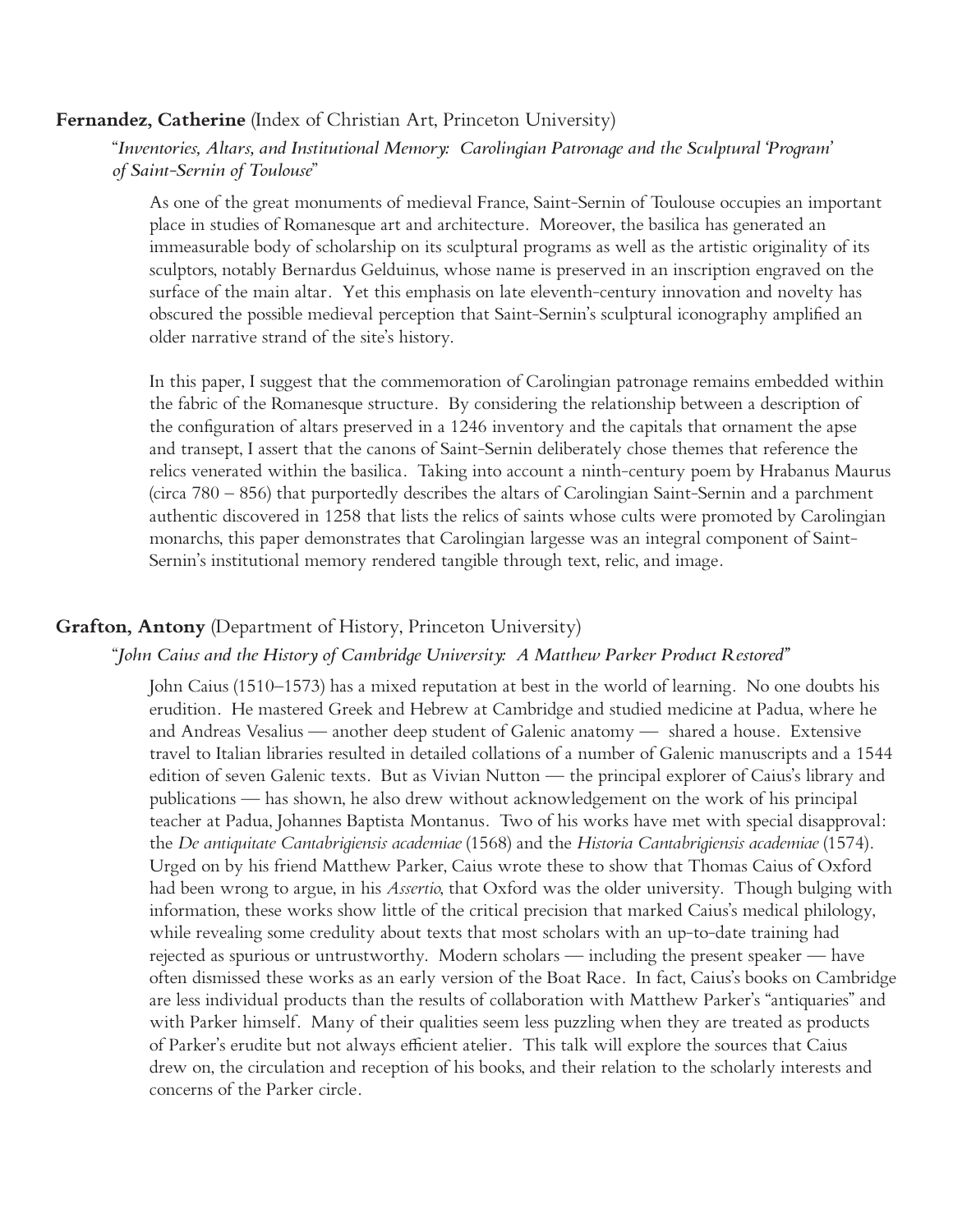**Fernandez, Catherine** (Index of Christian Art, Princeton University)

"*Inventories, Altars, and Institutional Memory: Carolingian Patronage and the Sculptural 'Program' of Saint-Sernin of Toulouse*"

As one of the great monuments of medieval France, Saint-Sernin of Toulouse occupies an important place in studies of Romanesque art and architecture. Moreover, the basilica has generated an immeasurable body of scholarship on its sculptural programs as well as the artistic originality of its sculptors, notably Bernardus Gelduinus, whose name is preserved in an inscription engraved on the surface of the main altar. Yet this emphasis on late eleventh-century innovation and novelty has obscured the possible medieval perception that Saint-Sernin's sculptural iconography amplified an older narrative strand of the site's history.

In this paper, I suggest that the commemoration of Carolingian patronage remains embedded within the fabric of the Romanesque structure. By considering the relationship between a description of the configuration of altars preserved in a 1246 inventory and the capitals that ornament the apse and transept, I assert that the canons of Saint-Sernin deliberately chose themes that reference the relics venerated within the basilica. Taking into account a ninth-century poem by Hrabanus Maurus (circa 780 – 856) that purportedly describes the altars of Carolingian Saint-Sernin and a parchment authentic discovered in 1258 that lists the relics of saints whose cults were promoted by Carolingian monarchs, this paper demonstrates that Carolingian largesse was an integral component of Saint-Sernin's institutional memory rendered tangible through text, relic, and image.

**Grafton, Antony** (Department of History, Princeton University)

"*John Caius and the History of Cambridge University: A Matthew Parker Product Restored*"

John Caius (1510–1573) has a mixed reputation at best in the world of learning. No one doubts his erudition. He mastered Greek and Hebrew at Cambridge and studied medicine at Padua, where he and Andreas Vesalius — another deep student of Galenic anatomy — shared a house. Extensive travel to Italian libraries resulted in detailed collations of a number of Galenic manuscripts and a 1544 edition of seven Galenic texts. But as Vivian Nutton — the principal explorer of Caius's library and publications — has shown, he also drew without acknowledgement on the work of his principal teacher at Padua, Johannes Baptista Montanus. Two of his works have met with special disapproval: the *De antiquitate Cantabrigiensis academiae* (1568) and the *Historia Cantabrigiensis academiae* (1574). Urged on by his friend Matthew Parker, Caius wrote these to show that Thomas Caius of Oxford had been wrong to argue, in his *Assertio*, that Oxford was the older university. Though bulging with information, these works show little of the critical precision that marked Caius's medical philology, while revealing some credulity about texts that most scholars with an up-to-date training had rejected as spurious or untrustworthy. Modern scholars — including the present speaker — have often dismissed these works as an early version of the Boat Race. In fact, Caius's books on Cambridge are less individual products than the results of collaboration with Matthew Parker's "antiquaries" and with Parker himself. Many of their qualities seem less puzzling when they are treated as products of Parker's erudite but not always efficient atelier. This talk will explore the sources that Caius drew on, the circulation and reception of his books, and their relation to the scholarly interests and concerns of the Parker circle.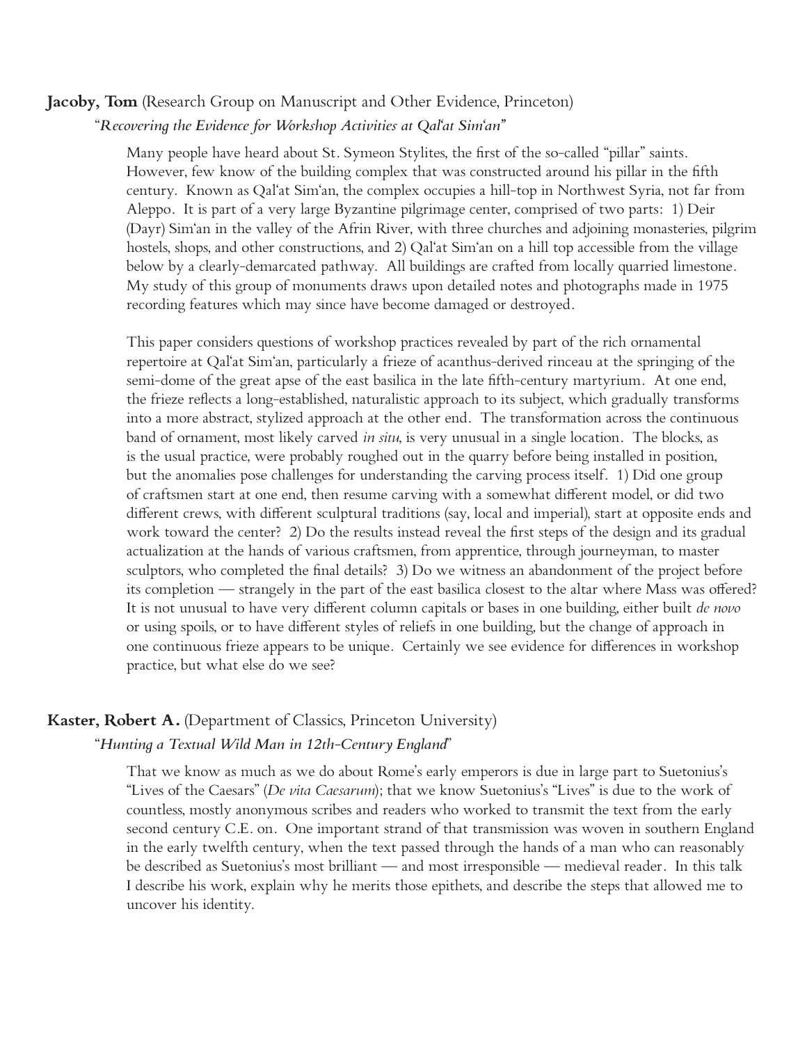**Jacoby, Tom** (Research Group on Manuscript and Other Evidence, Princeton)

"*Recovering the Evidence for Workshop Activities at Qal'at Sim'an*"

Many people have heard about St. Symeon Stylites, the first of the so-called "pillar" saints. However, few know of the building complex that was constructed around his pillar in the fifth century. Known as Qal'at Sim'an, the complex occupies a hill-top in Northwest Syria, not far from Aleppo. It is part of a very large Byzantine pilgrimage center, comprised of two parts: 1) Deir (Dayr) Sim'an in the valley of the Afrin River, with three churches and adjoining monasteries, pilgrim hostels, shops, and other constructions, and 2) Qal'at Sim'an on a hill top accessible from the village below by a clearly-demarcated pathway. All buildings are crafted from locally quarried limestone. My study of this group of monuments draws upon detailed notes and photographs made in 1975 recording features which may since have become damaged or destroyed.

This paper considers questions of workshop practices revealed by part of the rich ornamental repertoire at Qal'at Sim'an, particularly a frieze of acanthus-derived rinceau at the springing of the semi-dome of the great apse of the east basilica in the late fifth-century martyrium. At one end, the frieze reflects a long-established, naturalistic approach to its subject, which gradually transforms into a more abstract, stylized approach at the other end. The transformation across the continuous band of ornament, most likely carved *in situ*, is very unusual in a single location. The blocks, as is the usual practice, were probably roughed out in the quarry before being installed in position, but the anomalies pose challenges for understanding the carving process itself. 1) Did one group of craftsmen start at one end, then resume carving with a somewhat different model, or did two different crews, with different sculptural traditions (say, local and imperial), start at opposite ends and work toward the center? 2) Do the results instead reveal the first steps of the design and its gradual actualization at the hands of various craftsmen, from apprentice, through journeyman, to master sculptors, who completed the final details? 3) Do we witness an abandonment of the project before its completion — strangely in the part of the east basilica closest to the altar where Mass was offered? It is not unusual to have very different column capitals or bases in one building, either built *de novo* or using spoils, or to have different styles of reliefs in one building, but the change of approach in one continuous frieze appears to be unique. Certainly we see evidence for differences in workshop practice, but what else do we see?

**Kaster, Robert A.** (Department of Classics, Princeton University)

"*Hunting a Textual Wild Man in 12th-Century England*"

That we know as much as we do about Rome's early emperors is due in large part to Suetonius's "Lives of the Caesars" (*De vita Caesarum*); that we know Suetonius's "Lives" is due to the work of countless, mostly anonymous scribes and readers who worked to transmit the text from the early second century C.E. on. One important strand of that transmission was woven in southern England in the early twelfth century, when the text passed through the hands of a man who can reasonably be described as Suetonius's most brilliant — and most irresponsible — medieval reader. In this talk I describe his work, explain why he merits those epithets, and describe the steps that allowed me to uncover his identity.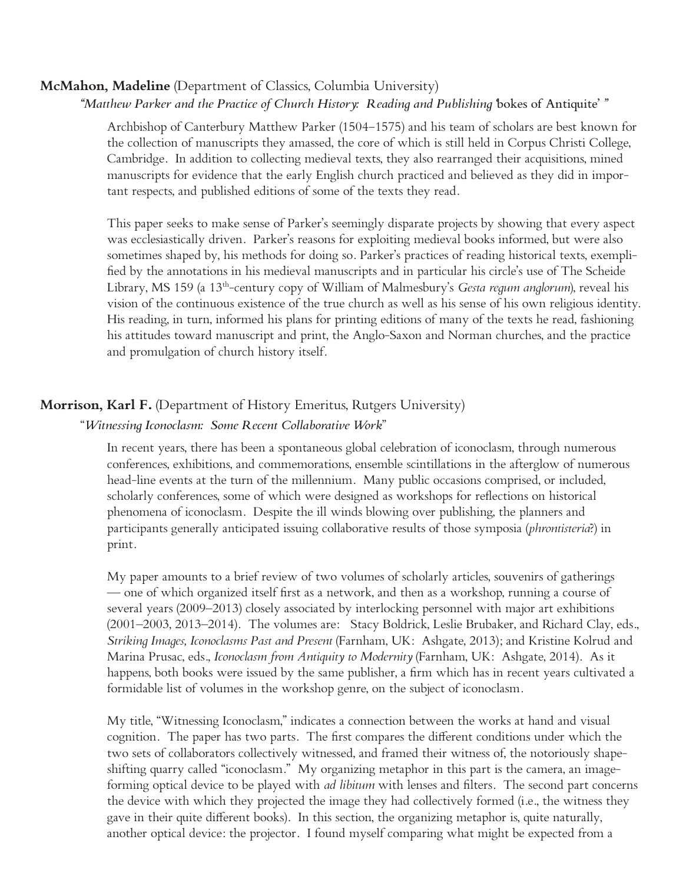**McMahon, Madeline** (Department of Classics, Columbia University)

*"Matthew Parker and the Practice of Church History: Reading and Publishing* 'bokes of Antiquite' "

Archbishop of Canterbury Matthew Parker (1504–1575) and his team of scholars are best known for the collection of manuscripts they amassed, the core of which is still held in Corpus Christi College, Cambridge. In addition to collecting medieval texts, they also rearranged their acquisitions, mined manuscripts for evidence that the early English church practiced and believed as they did in important respects, and published editions of some of the texts they read.

This paper seeks to make sense of Parker's seemingly disparate projects by showing that every aspect was ecclesiastically driven. Parker's reasons for exploiting medieval books informed, but were also sometimes shaped by, his methods for doing so. Parker's practices of reading historical texts, exemplified by the annotations in his medieval manuscripts and in particular his circle's use of The Scheide Library, MS 159 (a 13th-century copy of William of Malmesbury's *Gesta regum anglorum*), reveal his vision of the continuous existence of the true church as well as his sense of his own religious identity. His reading, in turn, informed his plans for printing editions of many of the texts he read, fashioning his attitudes toward manuscript and print, the Anglo-Saxon and Norman churches, and the practice and promulgation of church history itself.

**Morrison, Karl F.** (Department of History Emeritus, Rutgers University)

"*Witnessing Iconoclasm: Some Recent Collaborative Work*"

In recent years, there has been a spontaneous global celebration of iconoclasm, through numerous conferences, exhibitions, and commemorations, ensemble scintillations in the afterglow of numerous head-line events at the turn of the millennium. Many public occasions comprised, or included, scholarly conferences, some of which were designed as workshops for reflections on historical phenomena of iconoclasm. Despite the ill winds blowing over publishing, the planners and participants generally anticipated issuing collaborative results of those symposia (*phrontisteria*?) in print.

My paper amounts to a brief review of two volumes of scholarly articles, souvenirs of gatherings — one of which organized itself first as a network, and then as a workshop, running a course of several years (2009–2013) closely associated by interlocking personnel with major art exhibitions (2001–2003, 2013–2014). The volumes are: Stacy Boldrick, Leslie Brubaker, and Richard Clay, eds., *Striking Images, Iconoclasms Past and Present* (Farnham, UK: Ashgate, 2013); and Kristine Kolrud and Marina Prusac, eds., *Iconoclasm from Antiquity to Modernity* (Farnham, UK: Ashgate, 2014). As it happens, both books were issued by the same publisher, a firm which has in recent years cultivated a formidable list of volumes in the workshop genre, on the subject of iconoclasm.

My title, "Witnessing Iconoclasm," indicates a connection between the works at hand and visual cognition. The paper has two parts. The first compares the different conditions under which the two sets of collaborators collectively witnessed, and framed their witness of, the notoriously shape-shifting quarry called "iconoclasm." My organizing metaphor in this part is the camera, an image-forming optical device to be played with *ad libitum* with lenses and filters. The second part concerns the device with which they projected the image they had collectively formed (i.e., the witness they gave in their quite different books). In this section, the organizing metaphor is, quite naturally, another optical device: the projector. I found myself comparing what might be expected from a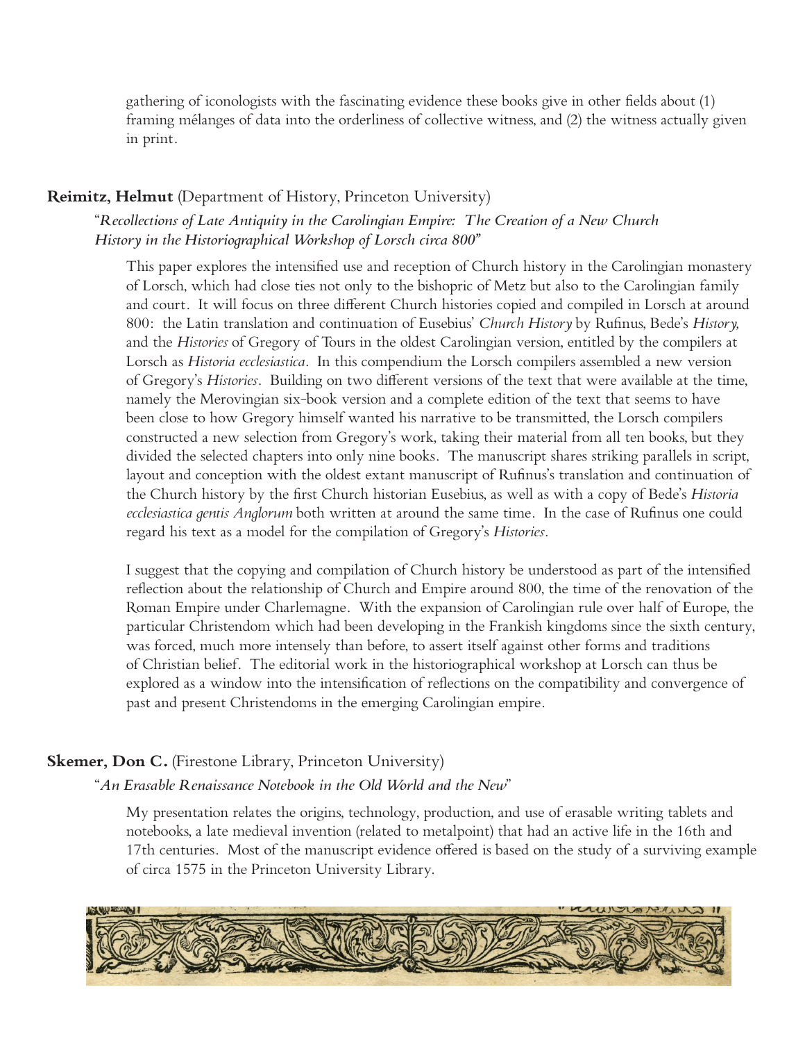gathering of iconologists with the fascinating evidence these books give in other fields about (1) framing mélanges of data into the orderliness of collective witness, and (2) the witness actually given in print.

**Reimitz, Helmut** (Department of History, Princeton University)

"*Recollections of Late Antiquity in the Carolingian Empire: The Creation of a New Church History in the Historiographical Workshop of Lorsch circa 800*"

This paper explores the intensified use and reception of Church history in the Carolingian monastery of Lorsch, which had close ties not only to the bishopric of Metz but also to the Carolingian family and court. It will focus on three different Church histories copied and compiled in Lorsch at around 800: the Latin translation and continuation of Eusebius' *Church History* by Rufinus, Bede's *History,* and the *Histories* of Gregory of Tours in the oldest Carolingian version, entitled by the compilers at Lorsch as *Historia ecclesiastica*. In this compendium the Lorsch compilers assembled a new version of Gregory's *Histories*. Building on two different versions of the text that were available at the time, namely the Merovingian six-book version and a complete edition of the text that seems to have been close to how Gregory himself wanted his narrative to be transmitted, the Lorsch compilers constructed a new selection from Gregory's work, taking their material from all ten books, but they divided the selected chapters into only nine books. The manuscript shares striking parallels in script, layout and conception with the oldest extant manuscript of Rufinus's translation and continuation of the Church history by the first Church historian Eusebius, as well as with a copy of Bede's *Historia ecclesiastica gentis Anglorum* both written at around the same time. In the case of Rufinus one could regard his text as a model for the compilation of Gregory's *Histories*.

I suggest that the copying and compilation of Church history be understood as part of the intensified reflection about the relationship of Church and Empire around 800, the time of the renovation of the Roman Empire under Charlemagne. With the expansion of Carolingian rule over half of Europe, the particular Christendom which had been developing in the Frankish kingdoms since the sixth century, was forced, much more intensely than before, to assert itself against other forms and traditions of Christian belief. The editorial work in the historiographical workshop at Lorsch can thus be explored as a window into the intensification of reflections on the compatibility and convergence of past and present Christendoms in the emerging Carolingian empire.

**Skemer, Don C.** (Firestone Library, Princeton University)

"*An Erasable Renaissance Notebook in the Old World and the New*"

My presentation relates the origins, technology, production, and use of erasable writing tablets and notebooks, a late medieval invention (related to metalpoint) that had an active life in the 16th and 17th centuries. Most of the manuscript evidence offered is based on the study of a surviving example of circa 1575 in the Princeton University Library.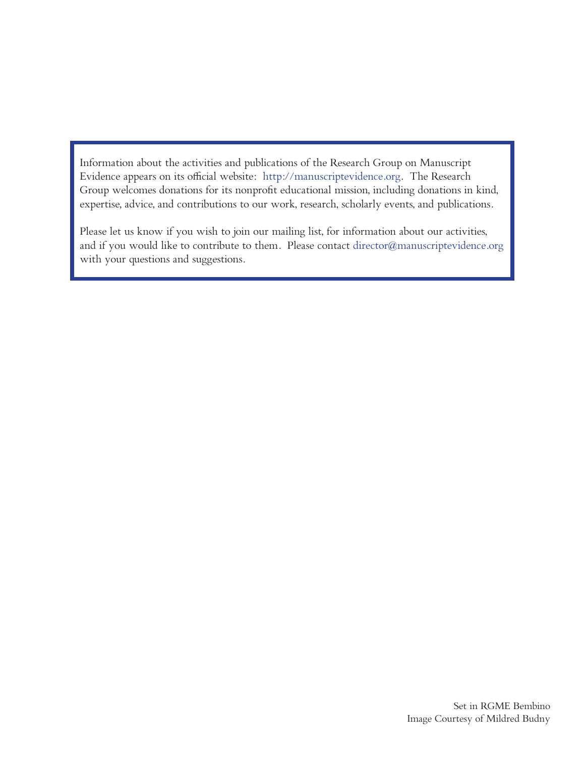Information about the activities and publications of the Research Group on Manuscript Evidence appears on its official website: http://manuscriptevidence.org. The Research Group welcomes donations for its nonprofit educational mission, including donations in kind, expertise, advice, and contributions to our work, research, scholarly events, and publications.

Please let us know if you wish to join our mailing list, for information about our activities, and if you would like to contribute to them. Please contact director@manuscriptevidence.org with your questions and suggestions.

Set in RGME Bembino
Image Courtesy of Mildred Budny